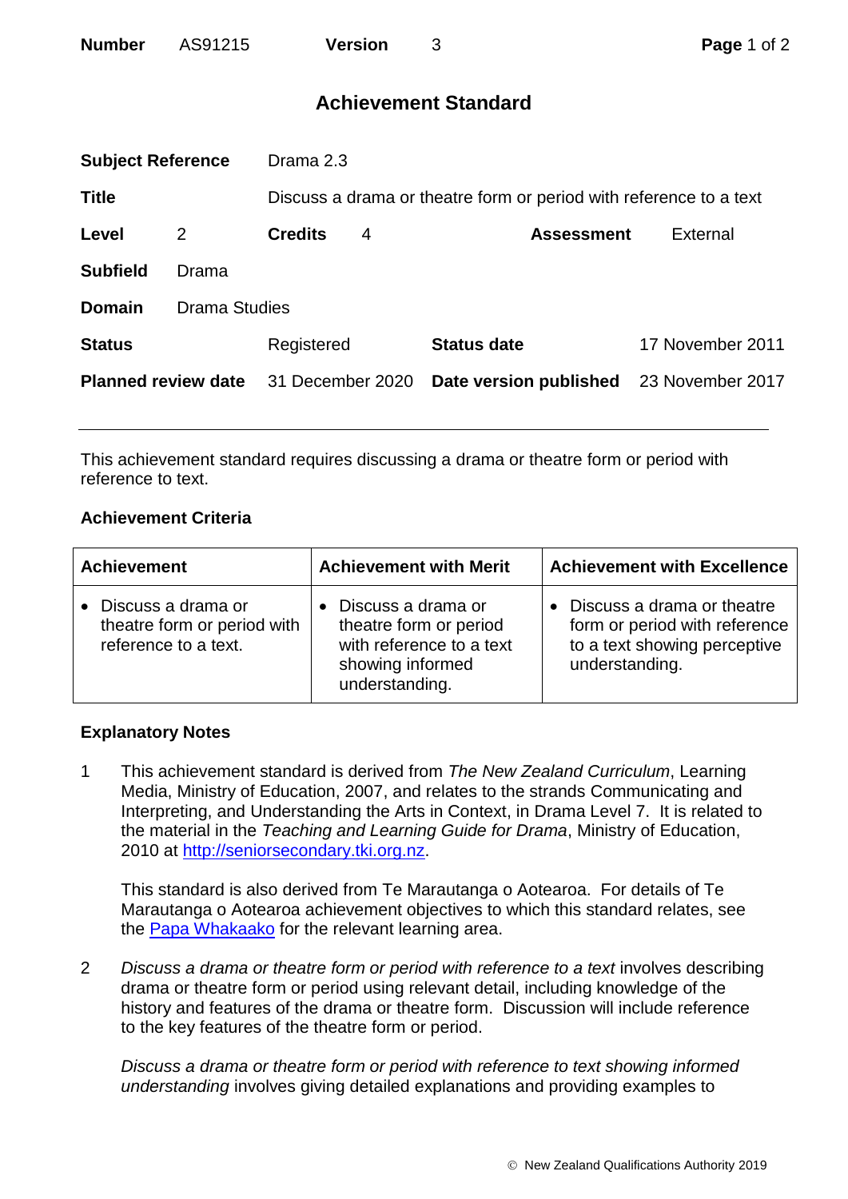| **Number** | AS91215 | **Version** | 3 |
|---|---|---|---|

# Achievement Standard

| **Subject Reference** | Drama 2.3 | | |
|---|---|---|---|
| **Title** | Discuss a drama or theatre form or period with reference to a text | | |
| **Level** 2 | **Credits** 4 | **Assessment** | External |
| **Subfield** | Drama | | |
| **Domain** | Drama Studies | | |
| **Status** | Registered | **Status date** | 17 November 2011 |
| **Planned review date** | 31 December 2020 | **Date version published** | 23 November 2017 |

This achievement standard requires discussing a drama or theatre form or period with reference to text.

### Achievement Criteria

| Achievement | Achievement with Merit | Achievement with Excellence |
|---|---|---|
| • Discuss a drama or theatre form or period with reference to a text. | • Discuss a drama or theatre form or period with reference to a text showing informed understanding. | • Discuss a drama or theatre form or period with reference to a text showing perceptive understanding. |

### Explanatory Notes

1 This achievement standard is derived from *The New Zealand Curriculum*, Learning Media, Ministry of Education, 2007, and relates to the strands Communicating and Interpreting, and Understanding the Arts in Context, in Drama Level 7. It is related to the material in the *Teaching and Learning Guide for Drama*, Ministry of Education, 2010 at http://seniorsecondary.tki.org.nz.

This standard is also derived from Te Marautanga o Aotearoa. For details of Te Marautanga o Aotearoa achievement objectives to which this standard relates, see the Papa Whakaako for the relevant learning area.

2 *Discuss a drama or theatre form or period with reference to a text* involves describing drama or theatre form or period using relevant detail, including knowledge of the history and features of the drama or theatre form. Discussion will include reference to the key features of the theatre form or period.

*Discuss a drama or theatre form or period with reference to text showing informed understanding* involves giving detailed explanations and providing examples to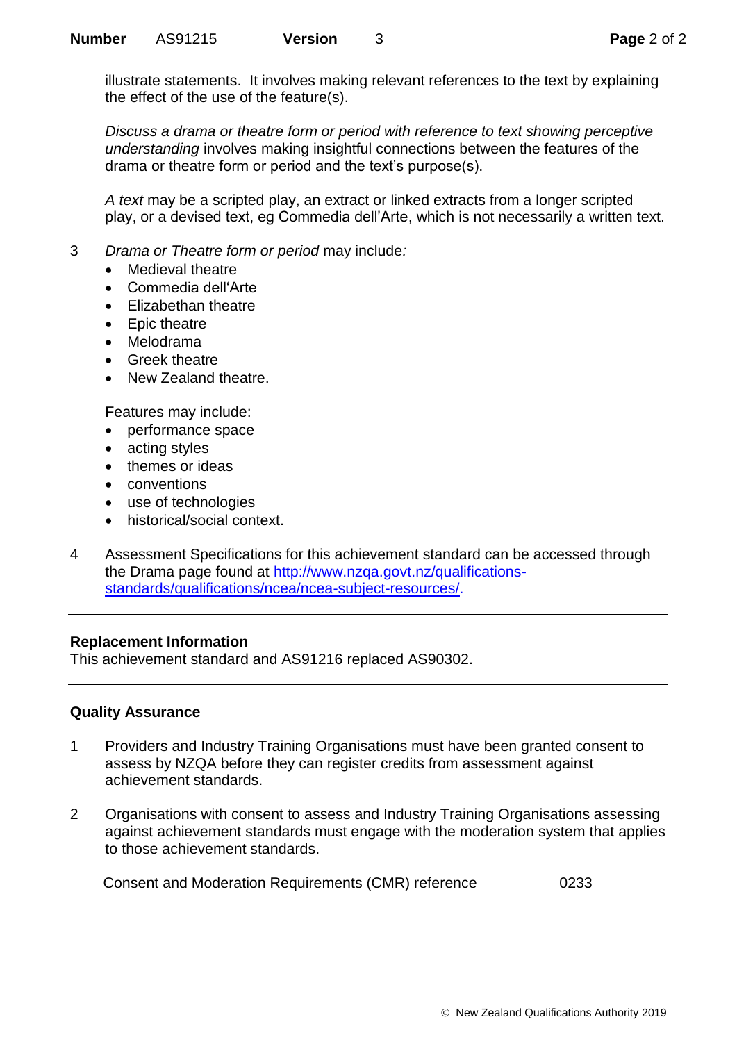illustrate statements. It involves making relevant references to the text by explaining the effect of the use of the feature(s).

*Discuss a drama or theatre form or period with reference to text showing perceptive understanding* involves making insightful connections between the features of the drama or theatre form or period and the text's purpose(s).

*A text* may be a scripted play, an extract or linked extracts from a longer scripted play, or a devised text, eg Commedia dell'Arte, which is not necessarily a written text.

3 *Drama or Theatre form or period* may include*:*

- Medieval theatre
- Commedia dell'Arte
- Elizabethan theatre
- Epic theatre
- Melodrama
- Greek theatre
- New Zealand theatre.

Features may include:

- performance space
- acting styles
- themes or ideas
- conventions
- use of technologies
- historical/social context.

4 Assessment Specifications for this achievement standard can be accessed through the Drama page found at [http://www.nzqa.govt.nz/qualifications-standards/qualifications/ncea/ncea-subject-resources/](http://www.nzqa.govt.nz/qualifications-standards/qualifications/ncea/ncea-subject-resources/).

---

**Replacement Information**

This achievement standard and AS91216 replaced AS90302.

---

**Quality Assurance**

1. Providers and Industry Training Organisations must have been granted consent to assess by NZQA before they can register credits from assessment against achievement standards.

2. Organisations with consent to assess and Industry Training Organisations assessing against achievement standards must engage with the moderation system that applies to those achievement standards.

Consent and Moderation Requirements (CMR) reference 0233

© New Zealand Qualifications Authority 2019